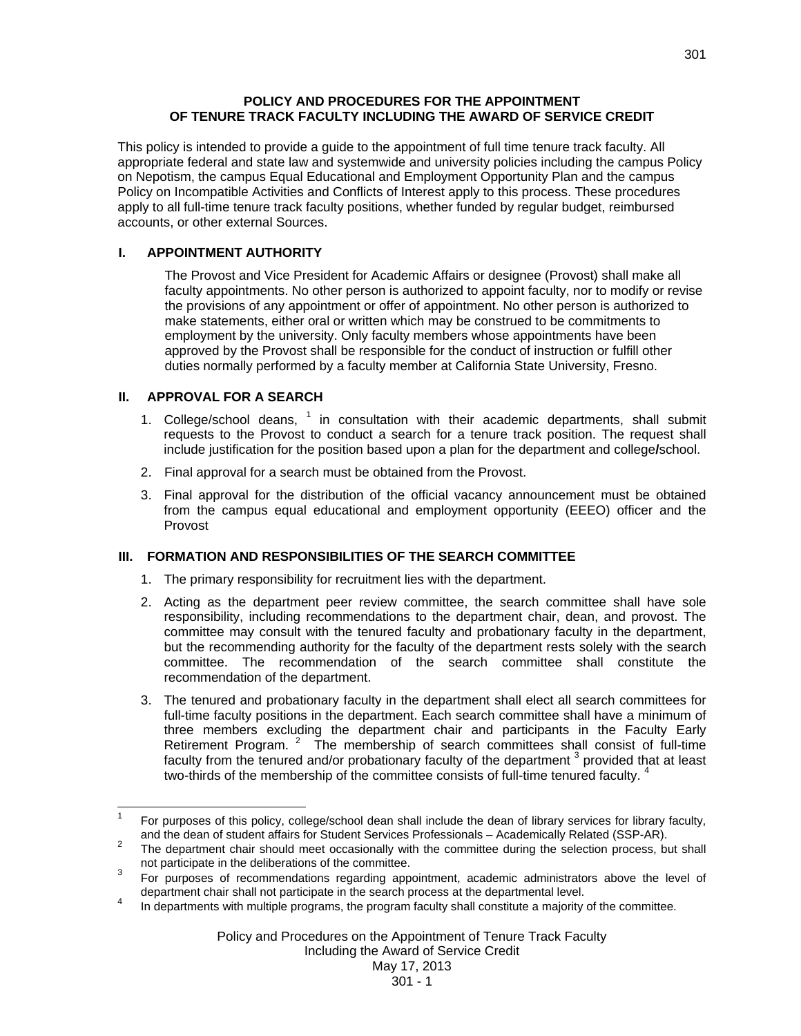# POLICY AND PROCEDURES FOR THE APPOINTMENT OF TENURE TRACK FACULTY INCLUDING THE AWARD OF SERVICE CREDIT

This policy is intended to provide a guide to the appointment of full time tenure track faculty. All appropriate federal and state law and systemwide and university policies including the campus Policy on Nepotism, the campus Equal Educational and Employment Opportunity Plan and the campus Policy on Incompatible Activities and Conflicts of Interest apply to this process. These procedures apply to all full-time tenure track faculty positions, whether funded by regular budget, reimbursed accounts, or other external Sources.

## I. APPOINTMENT AUTHORITY

The Provost and Vice President for Academic Affairs or designee (Provost) shall make all faculty appointments. No other person is authorized to appoint faculty, nor to modify or revise the provisions of any appointment or offer of appointment. No other person is authorized to make statements, either oral or written which may be construed to be commitments to employment by the university. Only faculty members whose appointments have been approved by the Provost shall be responsible for the conduct of instruction or fulfill other duties normally performed by a faculty member at California State University, Fresno.

## II. APPROVAL FOR A SEARCH

1. College/school deans, [1] in consultation with their academic departments, shall submit requests to the Provost to conduct a search for a tenure track position. The request shall include justification for the position based upon a plan for the department and college/school.
2. Final approval for a search must be obtained from the Provost.
3. Final approval for the distribution of the official vacancy announcement must be obtained from the campus equal educational and employment opportunity (EEEO) officer and the Provost

## III. FORMATION AND RESPONSIBILITIES OF THE SEARCH COMMITTEE

1. The primary responsibility for recruitment lies with the department.
2. Acting as the department peer review committee, the search committee shall have sole responsibility, including recommendations to the department chair, dean, and provost. The committee may consult with the tenured faculty and probationary faculty in the department, but the recommending authority for the faculty of the department rests solely with the search committee. The recommendation of the search committee shall constitute the recommendation of the department.
3. The tenured and probationary faculty in the department shall elect all search committees for full-time faculty positions in the department. Each search committee shall have a minimum of three members excluding the department chair and participants in the Faculty Early Retirement Program. [2] The membership of search committees shall consist of full-time faculty from the tenured and/or probationary faculty of the department [3] provided that at least two-thirds of the membership of the committee consists of full-time tenured faculty. [4]

---

[1] For purposes of this policy, college/school dean shall include the dean of library services for library faculty, and the dean of student affairs for Student Services Professionals – Academically Related (SSP-AR).

[2] The department chair should meet occasionally with the committee during the selection process, but shall not participate in the deliberations of the committee.

[3] For purposes of recommendations regarding appointment, academic administrators above the level of department chair shall not participate in the search process at the departmental level.

[4] In departments with multiple programs, the program faculty shall constitute a majority of the committee.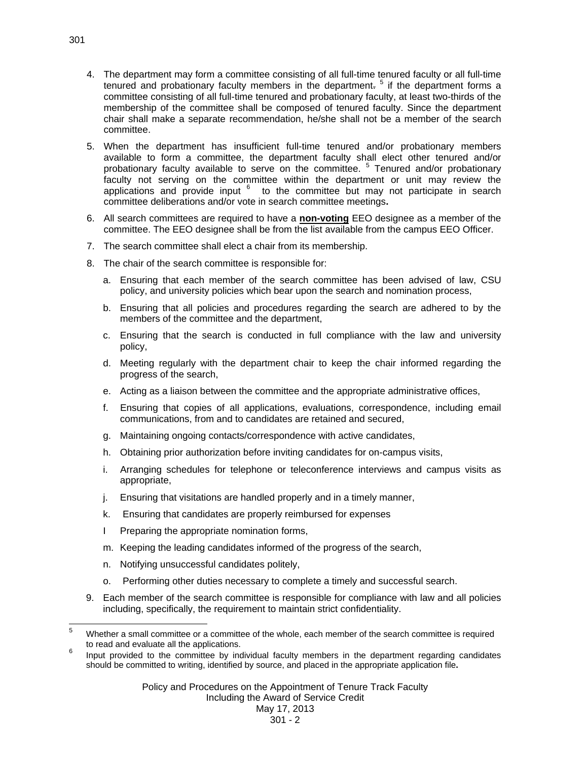4. The department may form a committee consisting of all full-time tenured faculty or all full-time tenured and probationary faculty members in the department. [5] if the department forms a committee consisting of all full-time tenured and probationary faculty, at least two-thirds of the membership of the committee shall be composed of tenured faculty. Since the department chair shall make a separate recommendation, he/she shall not be a member of the search committee.

5. When the department has insufficient full-time tenured and/or probationary members available to form a committee, the department faculty shall elect other tenured and/or probationary faculty available to serve on the committee. [5] Tenured and/or probationary faculty not serving on the committee within the department or unit may review the applications and provide input [6] to the committee but may not participate in search committee deliberations and/or vote in search committee meetings**.**

6. All search committees are required to have a **non-voting** EEO designee as a member of the committee. The EEO designee shall be from the list available from the campus EEO Officer.

7. The search committee shall elect a chair from its membership.

8. The chair of the search committee is responsible for:

   a. Ensuring that each member of the search committee has been advised of law, CSU policy, and university policies which bear upon the search and nomination process,

   b. Ensuring that all policies and procedures regarding the search are adhered to by the members of the committee and the department,

   c. Ensuring that the search is conducted in full compliance with the law and university policy,

   d. Meeting regularly with the department chair to keep the chair informed regarding the progress of the search,

   e. Acting as a liaison between the committee and the appropriate administrative offices,

   f. Ensuring that copies of all applications, evaluations, correspondence, including email communications, from and to candidates are retained and secured,

   g. Maintaining ongoing contacts/correspondence with active candidates,

   h. Obtaining prior authorization before inviting candidates for on-campus visits,

   i. Arranging schedules for telephone or teleconference interviews and campus visits as appropriate,

   j. Ensuring that visitations are handled properly and in a timely manner,

   k. Ensuring that candidates are properly reimbursed for expenses

   l Preparing the appropriate nomination forms,

   m. Keeping the leading candidates informed of the progress of the search,

   n. Notifying unsuccessful candidates politely,

   o. Performing other duties necessary to complete a timely and successful search.

9. Each member of the search committee is responsible for compliance with law and all policies including, specifically, the requirement to maintain strict confidentiality.

---

[5] Whether a small committee or a committee of the whole, each member of the search committee is required to read and evaluate all the applications.

[6] Input provided to the committee by individual faculty members in the department regarding candidates should be committed to writing, identified by source, and placed in the appropriate application file**.**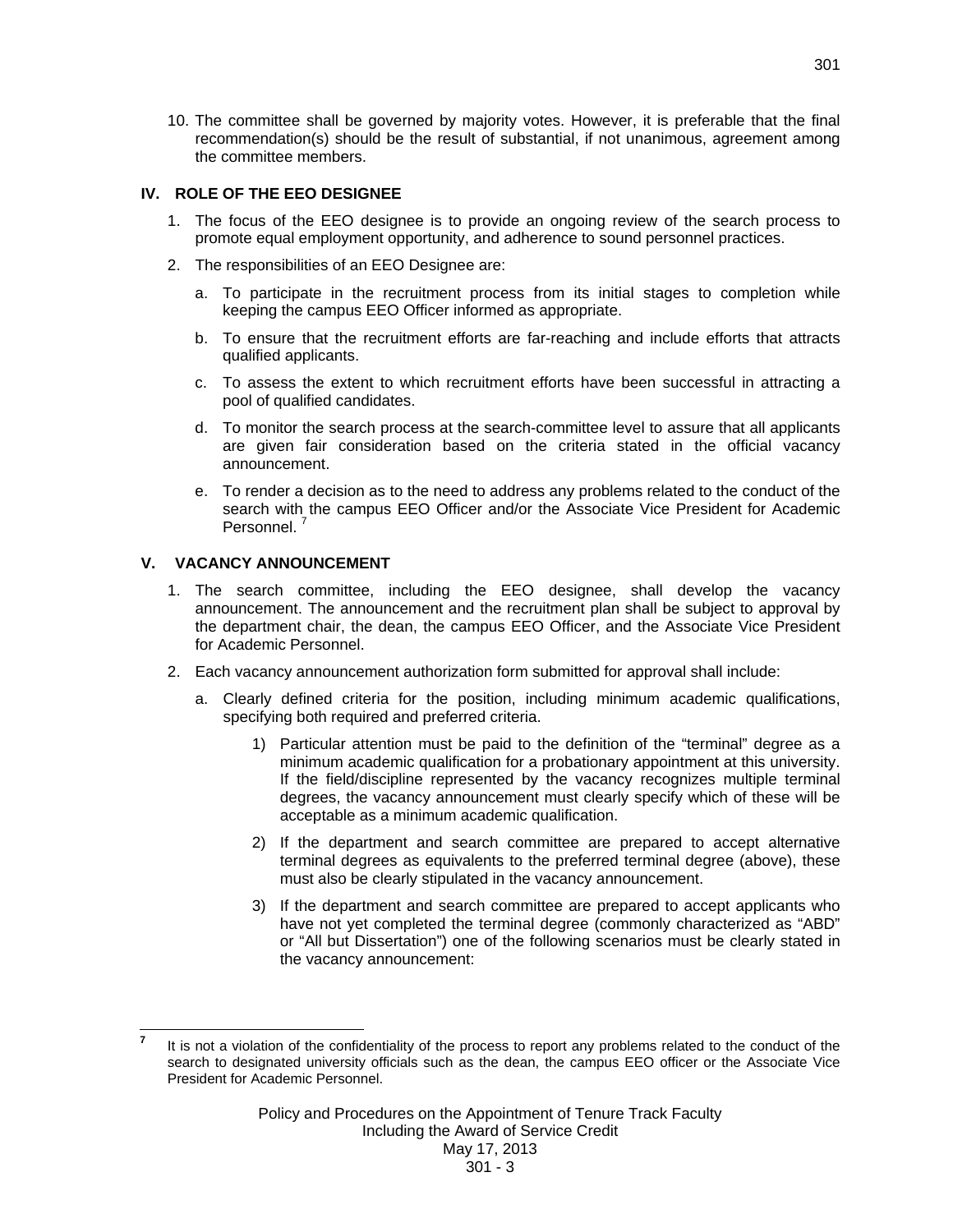10. The committee shall be governed by majority votes. However, it is preferable that the final recommendation(s) should be the result of substantial, if not unanimous, agreement among the committee members.

## IV. ROLE OF THE EEO DESIGNEE

1. The focus of the EEO designee is to provide an ongoing review of the search process to promote equal employment opportunity, and adherence to sound personnel practices.
2. The responsibilities of an EEO Designee are:
   a. To participate in the recruitment process from its initial stages to completion while keeping the campus EEO Officer informed as appropriate.
   b. To ensure that the recruitment efforts are far-reaching and include efforts that attracts qualified applicants.
   c. To assess the extent to which recruitment efforts have been successful in attracting a pool of qualified candidates.
   d. To monitor the search process at the search-committee level to assure that all applicants are given fair consideration based on the criteria stated in the official vacancy announcement.
   e. To render a decision as to the need to address any problems related to the conduct of the search with the campus EEO Officer and/or the Associate Vice President for Academic Personnel. [7]

## V. VACANCY ANNOUNCEMENT

1. The search committee, including the EEO designee, shall develop the vacancy announcement. The announcement and the recruitment plan shall be subject to approval by the department chair, the dean, the campus EEO Officer, and the Associate Vice President for Academic Personnel.
2. Each vacancy announcement authorization form submitted for approval shall include:
   a. Clearly defined criteria for the position, including minimum academic qualifications, specifying both required and preferred criteria.
      1) Particular attention must be paid to the definition of the "terminal" degree as a minimum academic qualification for a probationary appointment at this university. If the field/discipline represented by the vacancy recognizes multiple terminal degrees, the vacancy announcement must clearly specify which of these will be acceptable as a minimum academic qualification.
      2) If the department and search committee are prepared to accept alternative terminal degrees as equivalents to the preferred terminal degree (above), these must also be clearly stipulated in the vacancy announcement.
      3) If the department and search committee are prepared to accept applicants who have not yet completed the terminal degree (commonly characterized as "ABD" or "All but Dissertation") one of the following scenarios must be clearly stated in the vacancy announcement:

---

[7] It is not a violation of the confidentiality of the process to report any problems related to the conduct of the search to designated university officials such as the dean, the campus EEO officer or the Associate Vice President for Academic Personnel.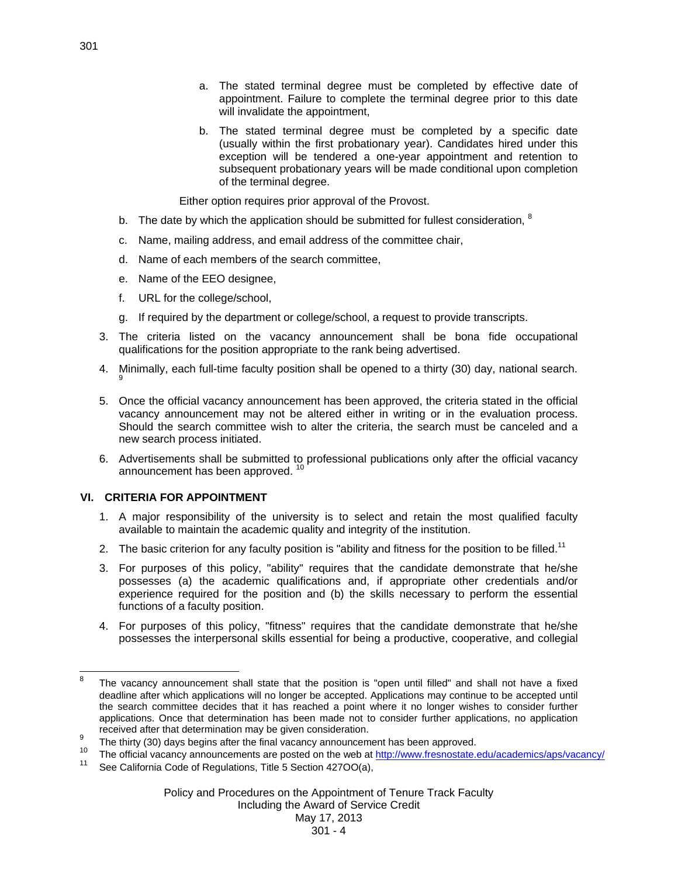a. The stated terminal degree must be completed by effective date of appointment. Failure to complete the terminal degree prior to this date will invalidate the appointment,

b. The stated terminal degree must be completed by a specific date (usually within the first probationary year). Candidates hired under this exception will be tendered a one-year appointment and retention to subsequent probationary years will be made conditional upon completion of the terminal degree.

Either option requires prior approval of the Provost.

b. The date by which the application should be submitted for fullest consideration, [8]

c. Name, mailing address, and email address of the committee chair,

d. Name of each members of the search committee,

e. Name of the EEO designee,

f. URL for the college/school,

g. If required by the department or college/school, a request to provide transcripts.

3. The criteria listed on the vacancy announcement shall be bona fide occupational qualifications for the position appropriate to the rank being advertised.

4. Minimally, each full-time faculty position shall be opened to a thirty (30) day, national search. [9]

5. Once the official vacancy announcement has been approved, the criteria stated in the official vacancy announcement may not be altered either in writing or in the evaluation process. Should the search committee wish to alter the criteria, the search must be canceled and a new search process initiated.

6. Advertisements shall be submitted to professional publications only after the official vacancy announcement has been approved. [10]

## VI. CRITERIA FOR APPOINTMENT

1. A major responsibility of the university is to select and retain the most qualified faculty available to maintain the academic quality and integrity of the institution.

2. The basic criterion for any faculty position is "ability and fitness for the position to be filled.[11]

3. For purposes of this policy, "ability" requires that the candidate demonstrate that he/she possesses (a) the academic qualifications and, if appropriate other credentials and/or experience required for the position and (b) the skills necessary to perform the essential functions of a faculty position.

4. For purposes of this policy, "fitness" requires that the candidate demonstrate that he/she possesses the interpersonal skills essential for being a productive, cooperative, and collegial

---

[8] The vacancy announcement shall state that the position is "open until filled" and shall not have a fixed deadline after which applications will no longer be accepted. Applications may continue to be accepted until the search committee decides that it has reached a point where it no longer wishes to consider further applications. Once that determination has been made not to consider further applications, no application received after that determination may be given consideration.

[9] The thirty (30) days begins after the final vacancy announcement has been approved.

[10] The official vacancy announcements are posted on the web at http://www.fresnostate.edu/academics/aps/vacancy/

[11] See California Code of Regulations, Title 5 Section 427OO(a),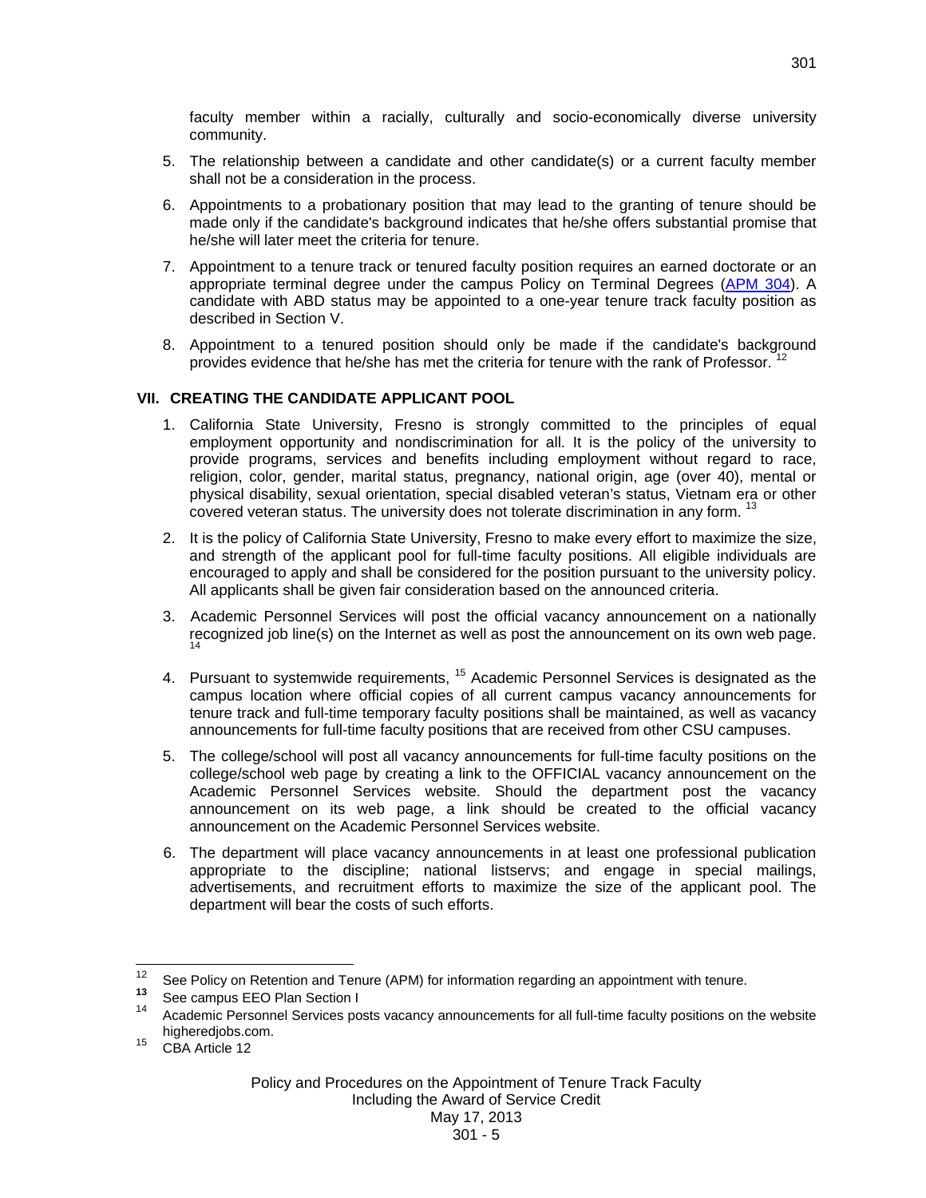faculty member within a racially, culturally and socio-economically diverse university community.

5. The relationship between a candidate and other candidate(s) or a current faculty member shall not be a consideration in the process.

6. Appointments to a probationary position that may lead to the granting of tenure should be made only if the candidate's background indicates that he/she offers substantial promise that he/she will later meet the criteria for tenure.

7. Appointment to a tenure track or tenured faculty position requires an earned doctorate or an appropriate terminal degree under the campus Policy on Terminal Degrees (APM 304). A candidate with ABD status may be appointed to a one-year tenure track faculty position as described in Section V.

8. Appointment to a tenured position should only be made if the candidate's background provides evidence that he/she has met the criteria for tenure with the rank of Professor. [12]

## VII. CREATING THE CANDIDATE APPLICANT POOL

1. California State University, Fresno is strongly committed to the principles of equal employment opportunity and nondiscrimination for all. It is the policy of the university to provide programs, services and benefits including employment without regard to race, religion, color, gender, marital status, pregnancy, national origin, age (over 40), mental or physical disability, sexual orientation, special disabled veteran's status, Vietnam era or other covered veteran status. The university does not tolerate discrimination in any form. [13]

2. It is the policy of California State University, Fresno to make every effort to maximize the size, and strength of the applicant pool for full-time faculty positions. All eligible individuals are encouraged to apply and shall be considered for the position pursuant to the university policy. All applicants shall be given fair consideration based on the announced criteria.

3. Academic Personnel Services will post the official vacancy announcement on a nationally recognized job line(s) on the Internet as well as post the announcement on its own web page. [14]

4. Pursuant to systemwide requirements, [15] Academic Personnel Services is designated as the campus location where official copies of all current campus vacancy announcements for tenure track and full-time temporary faculty positions shall be maintained, as well as vacancy announcements for full-time faculty positions that are received from other CSU campuses.

5. The college/school will post all vacancy announcements for full-time faculty positions on the college/school web page by creating a link to the OFFICIAL vacancy announcement on the Academic Personnel Services website. Should the department post the vacancy announcement on its web page, a link should be created to the official vacancy announcement on the Academic Personnel Services website.

6. The department will place vacancy announcements in at least one professional publication appropriate to the discipline; national listservs; and engage in special mailings, advertisements, and recruitment efforts to maximize the size of the applicant pool. The department will bear the costs of such efforts.

---

[12] See Policy on Retention and Tenure (APM) for information regarding an appointment with tenure.

[13] See campus EEO Plan Section I

[14] Academic Personnel Services posts vacancy announcements for all full-time faculty positions on the website higheredjobs.com.

[15] CBA Article 12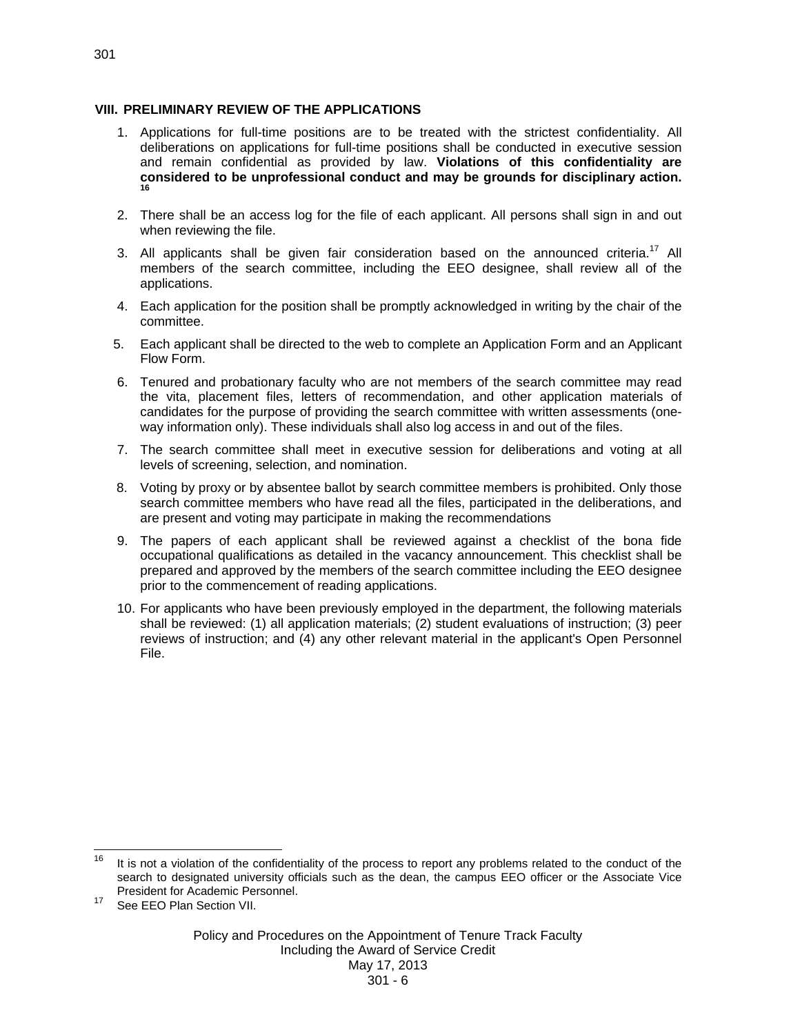## VIII. PRELIMINARY REVIEW OF THE APPLICATIONS

1. Applications for full-time positions are to be treated with the strictest confidentiality. All deliberations on applications for full-time positions shall be conducted in executive session and remain confidential as provided by law. **Violations of this confidentiality are considered to be unprofessional conduct and may be grounds for disciplinary action.**[16]
2. There shall be an access log for the file of each applicant. All persons shall sign in and out when reviewing the file.
3. All applicants shall be given fair consideration based on the announced criteria.[17] All members of the search committee, including the EEO designee, shall review all of the applications.
4. Each application for the position shall be promptly acknowledged in writing by the chair of the committee.
5. Each applicant shall be directed to the web to complete an Application Form and an Applicant Flow Form.
6. Tenured and probationary faculty who are not members of the search committee may read the vita, placement files, letters of recommendation, and other application materials of candidates for the purpose of providing the search committee with written assessments (one-way information only). These individuals shall also log access in and out of the files.
7. The search committee shall meet in executive session for deliberations and voting at all levels of screening, selection, and nomination.
8. Voting by proxy or by absentee ballot by search committee members is prohibited. Only those search committee members who have read all the files, participated in the deliberations, and are present and voting may participate in making the recommendations
9. The papers of each applicant shall be reviewed against a checklist of the bona fide occupational qualifications as detailed in the vacancy announcement. This checklist shall be prepared and approved by the members of the search committee including the EEO designee prior to the commencement of reading applications.
10. For applicants who have been previously employed in the department, the following materials shall be reviewed: (1) all application materials; (2) student evaluations of instruction; (3) peer reviews of instruction; and (4) any other relevant material in the applicant's Open Personnel File.

---

[16] It is not a violation of the confidentiality of the process to report any problems related to the conduct of the search to designated university officials such as the dean, the campus EEO officer or the Associate Vice President for Academic Personnel.

[17] See EEO Plan Section VII.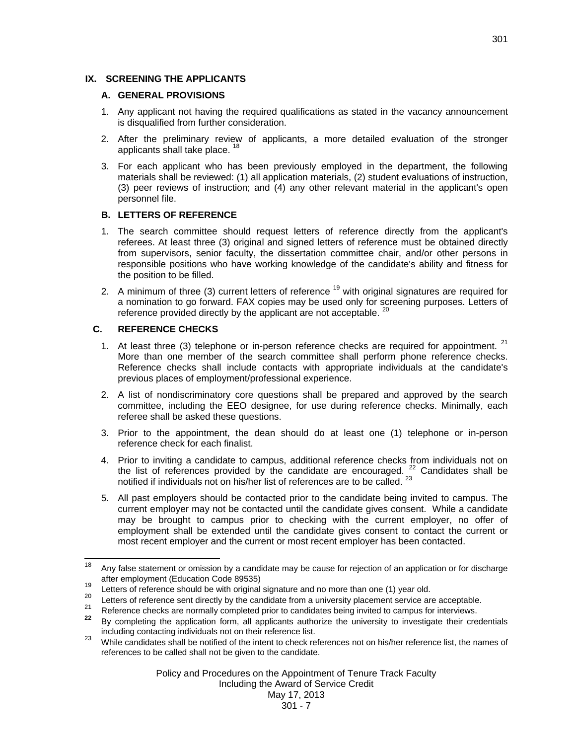## IX. SCREENING THE APPLICANTS

### A. GENERAL PROVISIONS

1. Any applicant not having the required qualifications as stated in the vacancy announcement is disqualified from further consideration.

2. After the preliminary review of applicants, a more detailed evaluation of the stronger applicants shall take place. [18]

3. For each applicant who has been previously employed in the department, the following materials shall be reviewed: (1) all application materials, (2) student evaluations of instruction, (3) peer reviews of instruction; and (4) any other relevant material in the applicant's open personnel file.

### B. LETTERS OF REFERENCE

1. The search committee should request letters of reference directly from the applicant's referees. At least three (3) original and signed letters of reference must be obtained directly from supervisors, senior faculty, the dissertation committee chair, and/or other persons in responsible positions who have working knowledge of the candidate's ability and fitness for the position to be filled.

2. A minimum of three (3) current letters of reference [19] with original signatures are required for a nomination to go forward. FAX copies may be used only for screening purposes. Letters of reference provided directly by the applicant are not acceptable. [20]

### C. REFERENCE CHECKS

1. At least three (3) telephone or in-person reference checks are required for appointment. [21] More than one member of the search committee shall perform phone reference checks. Reference checks shall include contacts with appropriate individuals at the candidate's previous places of employment/professional experience.

2. A list of nondiscriminatory core questions shall be prepared and approved by the search committee, including the EEO designee, for use during reference checks. Minimally, each referee shall be asked these questions.

3. Prior to the appointment, the dean should do at least one (1) telephone or in-person reference check for each finalist.

4. Prior to inviting a candidate to campus, additional reference checks from individuals not on the list of references provided by the candidate are encouraged. [22] Candidates shall be notified if individuals not on his/her list of references are to be called. [23]

5. All past employers should be contacted prior to the candidate being invited to campus. The current employer may not be contacted until the candidate gives consent. While a candidate may be brought to campus prior to checking with the current employer, no offer of employment shall be extended until the candidate gives consent to contact the current or most recent employer and the current or most recent employer has been contacted.

---

[18] Any false statement or omission by a candidate may be cause for rejection of an application or for discharge after employment (Education Code 89535)

[19] Letters of reference should be with original signature and no more than one (1) year old.

[20] Letters of reference sent directly by the candidate from a university placement service are acceptable.

[21] Reference checks are normally completed prior to candidates being invited to campus for interviews.

[22] By completing the application form, all applicants authorize the university to investigate their credentials including contacting individuals not on their reference list.

[23] While candidates shall be notified of the intent to check references not on his/her reference list, the names of references to be called shall not be given to the candidate.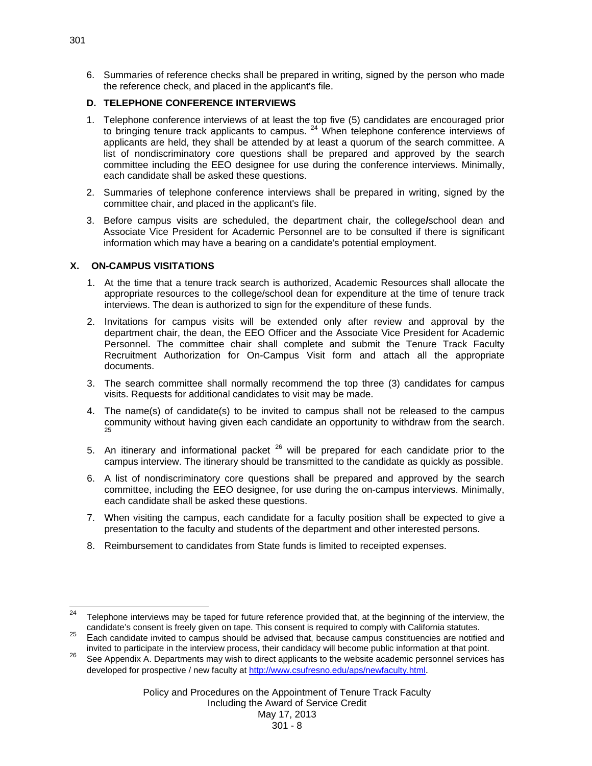6. Summaries of reference checks shall be prepared in writing, signed by the person who made the reference check, and placed in the applicant's file.

### D. TELEPHONE CONFERENCE INTERVIEWS

1. Telephone conference interviews of at least the top five (5) candidates are encouraged prior to bringing tenure track applicants to campus. [24] When telephone conference interviews of applicants are held, they shall be attended by at least a quorum of the search committee. A list of nondiscriminatory core questions shall be prepared and approved by the search committee including the EEO designee for use during the conference interviews. Minimally, each candidate shall be asked these questions.

2. Summaries of telephone conference interviews shall be prepared in writing, signed by the committee chair, and placed in the applicant's file.

3. Before campus visits are scheduled, the department chair, the college/school dean and Associate Vice President for Academic Personnel are to be consulted if there is significant information which may have a bearing on a candidate's potential employment.

## X. ON-CAMPUS VISITATIONS

1. At the time that a tenure track search is authorized, Academic Resources shall allocate the appropriate resources to the college/school dean for expenditure at the time of tenure track interviews. The dean is authorized to sign for the expenditure of these funds.

2. Invitations for campus visits will be extended only after review and approval by the department chair, the dean, the EEO Officer and the Associate Vice President for Academic Personnel. The committee chair shall complete and submit the Tenure Track Faculty Recruitment Authorization for On-Campus Visit form and attach all the appropriate documents.

3. The search committee shall normally recommend the top three (3) candidates for campus visits. Requests for additional candidates to visit may be made.

4. The name(s) of candidate(s) to be invited to campus shall not be released to the campus community without having given each candidate an opportunity to withdraw from the search. [25]

5. An itinerary and informational packet [26] will be prepared for each candidate prior to the campus interview. The itinerary should be transmitted to the candidate as quickly as possible.

6. A list of nondiscriminatory core questions shall be prepared and approved by the search committee, including the EEO designee, for use during the on-campus interviews. Minimally, each candidate shall be asked these questions.

7. When visiting the campus, each candidate for a faculty position shall be expected to give a presentation to the faculty and students of the department and other interested persons.

8. Reimbursement to candidates from State funds is limited to receipted expenses.

---

[24] Telephone interviews may be taped for future reference provided that, at the beginning of the interview, the candidate's consent is freely given on tape. This consent is required to comply with California statutes.

[25] Each candidate invited to campus should be advised that, because campus constituencies are notified and invited to participate in the interview process, their candidacy will become public information at that point.

[26] See Appendix A. Departments may wish to direct applicants to the website academic personnel services has developed for prospective / new faculty at http://www.csufresno.edu/aps/newfaculty.html.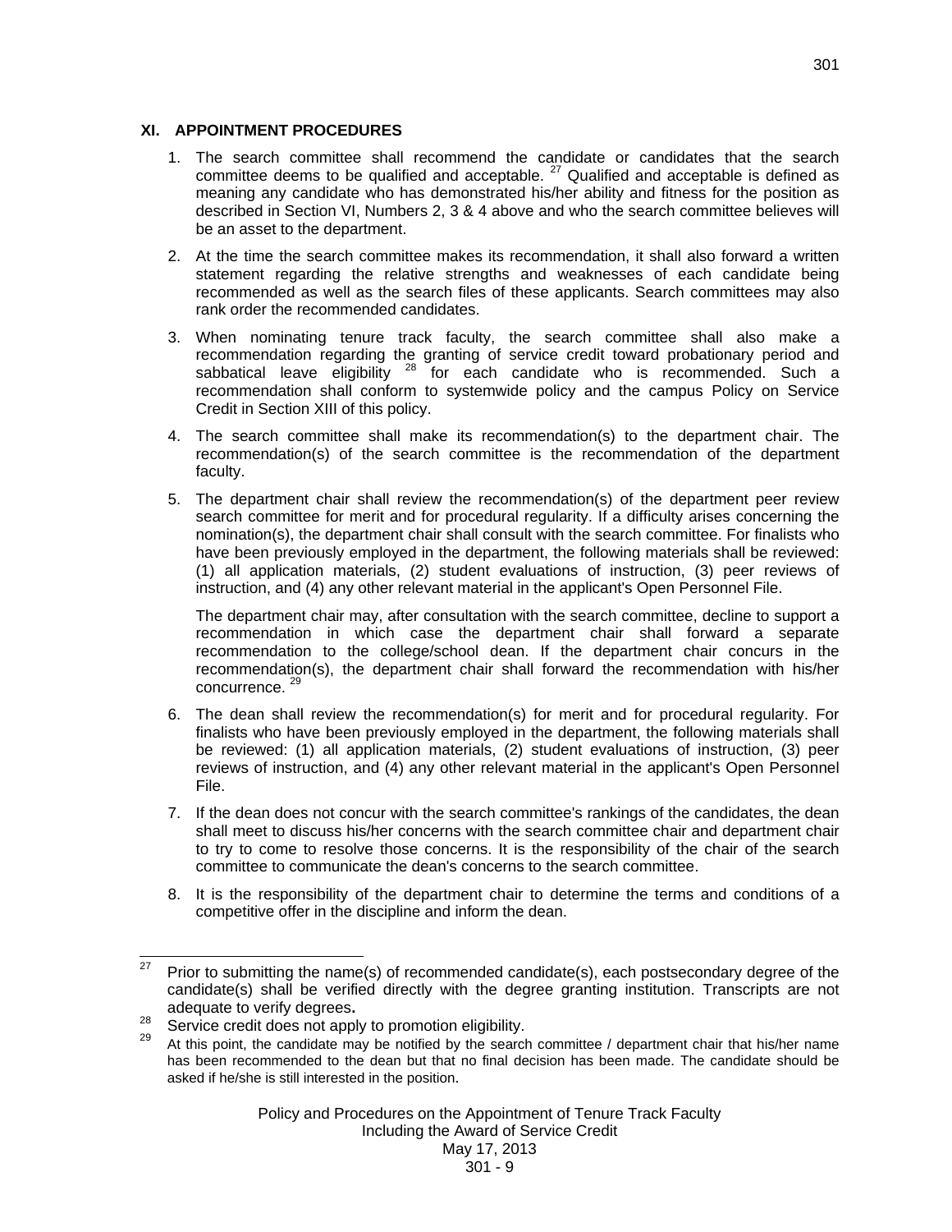## XI. APPOINTMENT PROCEDURES

1. The search committee shall recommend the candidate or candidates that the search committee deems to be qualified and acceptable. [27] Qualified and acceptable is defined as meaning any candidate who has demonstrated his/her ability and fitness for the position as described in Section VI, Numbers 2, 3 & 4 above and who the search committee believes will be an asset to the department.

2. At the time the search committee makes its recommendation, it shall also forward a written statement regarding the relative strengths and weaknesses of each candidate being recommended as well as the search files of these applicants. Search committees may also rank order the recommended candidates.

3. When nominating tenure track faculty, the search committee shall also make a recommendation regarding the granting of service credit toward probationary period and sabbatical leave eligibility [28] for each candidate who is recommended. Such a recommendation shall conform to systemwide policy and the campus Policy on Service Credit in Section XIII of this policy.

4. The search committee shall make its recommendation(s) to the department chair. The recommendation(s) of the search committee is the recommendation of the department faculty.

5. The department chair shall review the recommendation(s) of the department peer review search committee for merit and for procedural regularity. If a difficulty arises concerning the nomination(s), the department chair shall consult with the search committee. For finalists who have been previously employed in the department, the following materials shall be reviewed: (1) all application materials, (2) student evaluations of instruction, (3) peer reviews of instruction, and (4) any other relevant material in the applicant's Open Personnel File.

   The department chair may, after consultation with the search committee, decline to support a recommendation in which case the department chair shall forward a separate recommendation to the college/school dean. If the department chair concurs in the recommendation(s), the department chair shall forward the recommendation with his/her concurrence. [29]

6. The dean shall review the recommendation(s) for merit and for procedural regularity. For finalists who have been previously employed in the department, the following materials shall be reviewed: (1) all application materials, (2) student evaluations of instruction, (3) peer reviews of instruction, and (4) any other relevant material in the applicant's Open Personnel File.

7. If the dean does not concur with the search committee's rankings of the candidates, the dean shall meet to discuss his/her concerns with the search committee chair and department chair to try to come to resolve those concerns. It is the responsibility of the chair of the search committee to communicate the dean's concerns to the search committee.

8. It is the responsibility of the department chair to determine the terms and conditions of a competitive offer in the discipline and inform the dean.

---

[27] Prior to submitting the name(s) of recommended candidate(s), each postsecondary degree of the candidate(s) shall be verified directly with the degree granting institution. Transcripts are not adequate to verify degrees**.**

[28] Service credit does not apply to promotion eligibility.

[29] At this point, the candidate may be notified by the search committee / department chair that his/her name has been recommended to the dean but that no final decision has been made. The candidate should be asked if he/she is still interested in the position.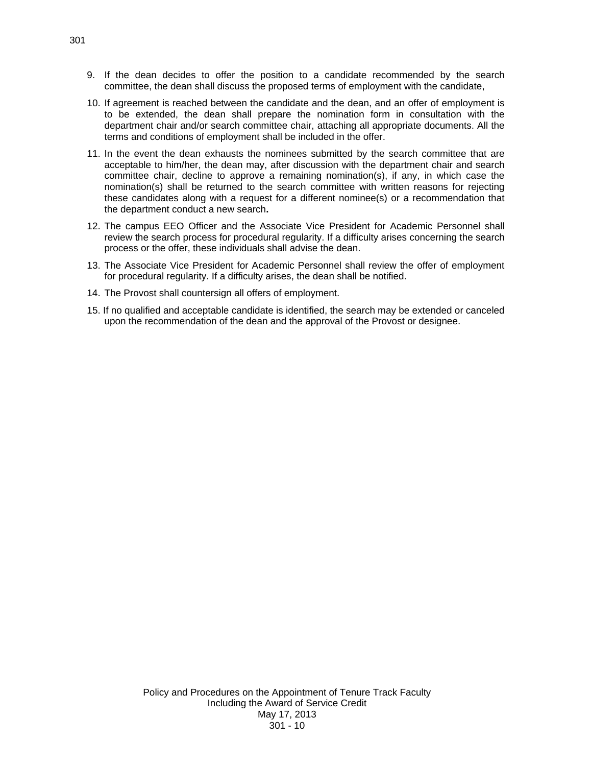9. If the dean decides to offer the position to a candidate recommended by the search committee, the dean shall discuss the proposed terms of employment with the candidate,
10. If agreement is reached between the candidate and the dean, and an offer of employment is to be extended, the dean shall prepare the nomination form in consultation with the department chair and/or search committee chair, attaching all appropriate documents. All the terms and conditions of employment shall be included in the offer.
11. In the event the dean exhausts the nominees submitted by the search committee that are acceptable to him/her, the dean may, after discussion with the department chair and search committee chair, decline to approve a remaining nomination(s), if any, in which case the nomination(s) shall be returned to the search committee with written reasons for rejecting these candidates along with a request for a different nominee(s) or a recommendation that the department conduct a new search**.**
12. The campus EEO Officer and the Associate Vice President for Academic Personnel shall review the search process for procedural regularity. If a difficulty arises concerning the search process or the offer, these individuals shall advise the dean.
13. The Associate Vice President for Academic Personnel shall review the offer of employment for procedural regularity. If a difficulty arises, the dean shall be notified.
14. The Provost shall countersign all offers of employment.
15. If no qualified and acceptable candidate is identified, the search may be extended or canceled upon the recommendation of the dean and the approval of the Provost or designee.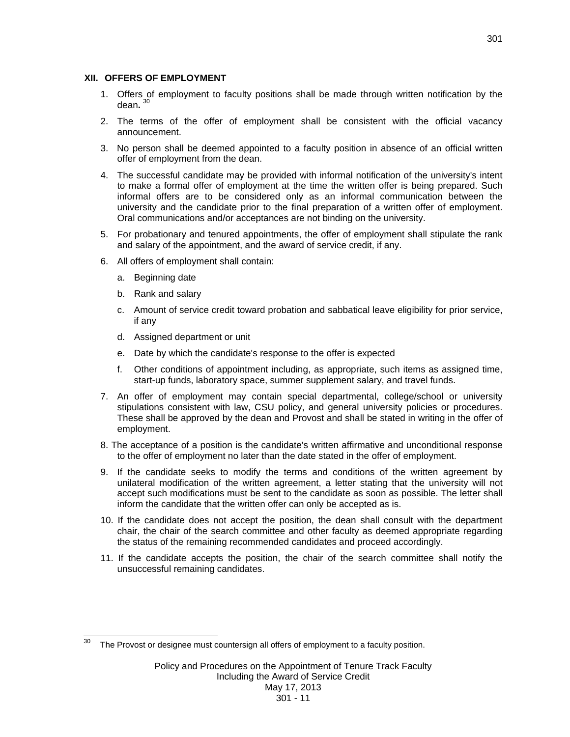## XII. OFFERS OF EMPLOYMENT

1. Offers of employment to faculty positions shall be made through written notification by the dean.[30]
2. The terms of the offer of employment shall be consistent with the official vacancy announcement.
3. No person shall be deemed appointed to a faculty position in absence of an official written offer of employment from the dean.
4. The successful candidate may be provided with informal notification of the university's intent to make a formal offer of employment at the time the written offer is being prepared. Such informal offers are to be considered only as an informal communication between the university and the candidate prior to the final preparation of a written offer of employment. Oral communications and/or acceptances are not binding on the university.
5. For probationary and tenured appointments, the offer of employment shall stipulate the rank and salary of the appointment, and the award of service credit, if any.
6. All offers of employment shall contain:
   a. Beginning date
   b. Rank and salary
   c. Amount of service credit toward probation and sabbatical leave eligibility for prior service, if any
   d. Assigned department or unit
   e. Date by which the candidate's response to the offer is expected
   f. Other conditions of appointment including, as appropriate, such items as assigned time, start-up funds, laboratory space, summer supplement salary, and travel funds.
7. An offer of employment may contain special departmental, college/school or university stipulations consistent with law, CSU policy, and general university policies or procedures. These shall be approved by the dean and Provost and shall be stated in writing in the offer of employment.
8. The acceptance of a position is the candidate's written affirmative and unconditional response to the offer of employment no later than the date stated in the offer of employment.
9. If the candidate seeks to modify the terms and conditions of the written agreement by unilateral modification of the written agreement, a letter stating that the university will not accept such modifications must be sent to the candidate as soon as possible. The letter shall inform the candidate that the written offer can only be accepted as is.
10. If the candidate does not accept the position, the dean shall consult with the department chair, the chair of the search committee and other faculty as deemed appropriate regarding the status of the remaining recommended candidates and proceed accordingly.
11. If the candidate accepts the position, the chair of the search committee shall notify the unsuccessful remaining candidates.

---

[30] The Provost or designee must countersign all offers of employment to a faculty position.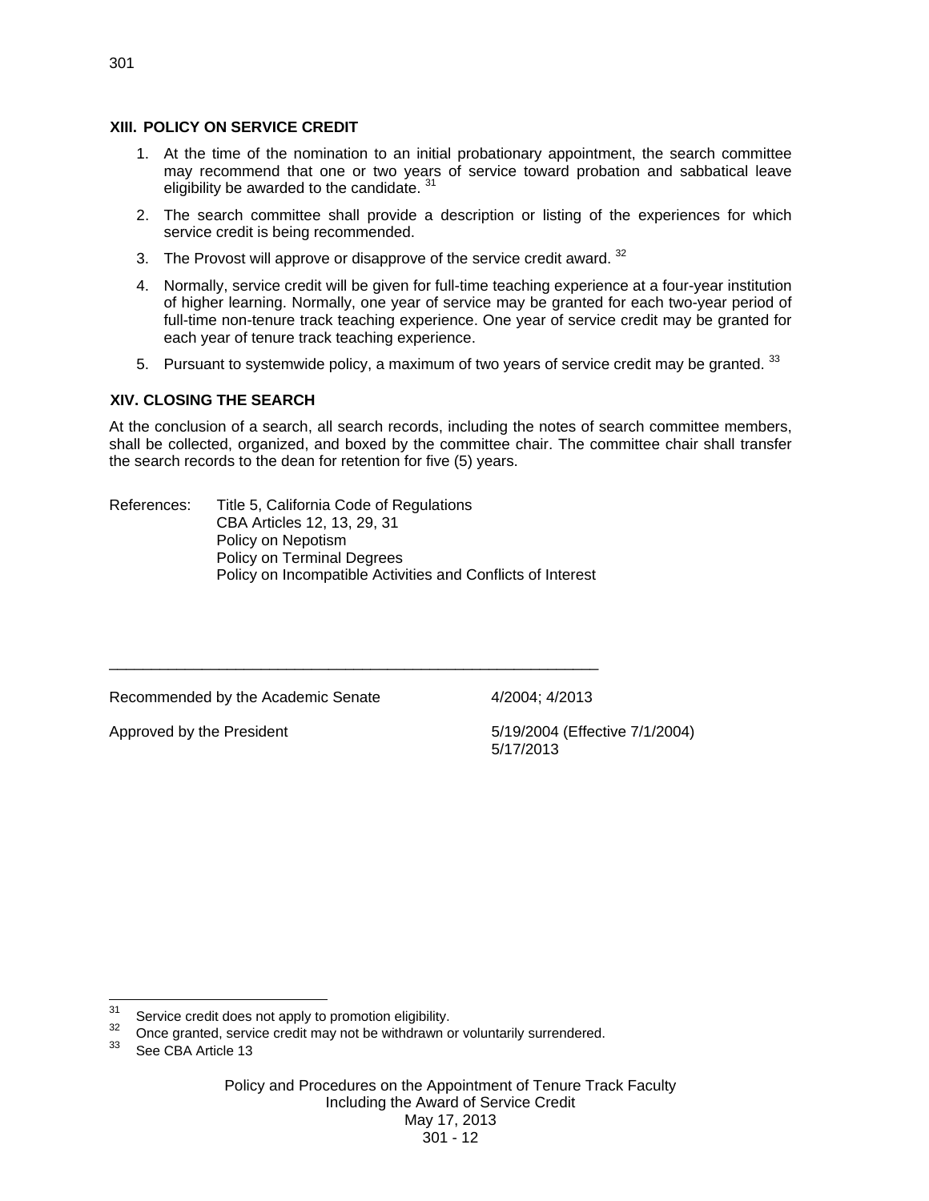## XIII. POLICY ON SERVICE CREDIT

1. At the time of the nomination to an initial probationary appointment, the search committee may recommend that one or two years of service toward probation and sabbatical leave eligibility be awarded to the candidate. [31]

2. The search committee shall provide a description or listing of the experiences for which service credit is being recommended.

3. The Provost will approve or disapprove of the service credit award. [32]

4. Normally, service credit will be given for full-time teaching experience at a four-year institution of higher learning. Normally, one year of service may be granted for each two-year period of full-time non-tenure track teaching experience. One year of service credit may be granted for each year of tenure track teaching experience.

5. Pursuant to systemwide policy, a maximum of two years of service credit may be granted. [33]

## XIV. CLOSING THE SEARCH

At the conclusion of a search, all search records, including the notes of search committee members, shall be collected, organized, and boxed by the committee chair. The committee chair shall transfer the search records to the dean for retention for five (5) years.

References: Title 5, California Code of Regulations
CBA Articles 12, 13, 29, 31
Policy on Nepotism
Policy on Terminal Degrees
Policy on Incompatible Activities and Conflicts of Interest

---

| | |
|---|---|
| Recommended by the Academic Senate | 4/2004; 4/2013 |
| Approved by the President | 5/19/2004 (Effective 7/1/2004)<br>5/17/2013 |

---

[31] Service credit does not apply to promotion eligibility.

[32] Once granted, service credit may not be withdrawn or voluntarily surrendered.

[33] See CBA Article 13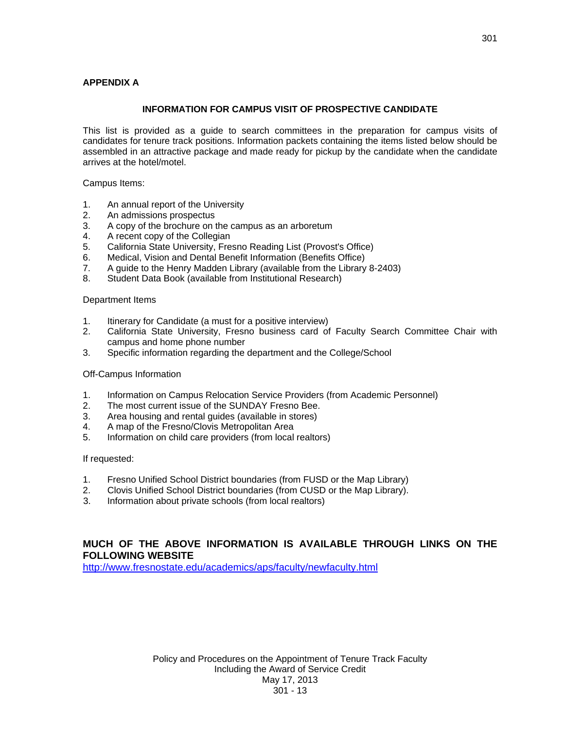## APPENDIX A

### INFORMATION FOR CAMPUS VISIT OF PROSPECTIVE CANDIDATE

This list is provided as a guide to search committees in the preparation for campus visits of candidates for tenure track positions. Information packets containing the items listed below should be assembled in an attractive package and made ready for pickup by the candidate when the candidate arrives at the hotel/motel.

Campus Items:

1. An annual report of the University
2. An admissions prospectus
3. A copy of the brochure on the campus as an arboretum
4. A recent copy of the Collegian
5. California State University, Fresno Reading List (Provost's Office)
6. Medical, Vision and Dental Benefit Information (Benefits Office)
7. A guide to the Henry Madden Library (available from the Library 8-2403)
8. Student Data Book (available from Institutional Research)

Department Items

1. Itinerary for Candidate (a must for a positive interview)
2. California State University, Fresno business card of Faculty Search Committee Chair with campus and home phone number
3. Specific information regarding the department and the College/School

Off-Campus Information

1. Information on Campus Relocation Service Providers (from Academic Personnel)
2. The most current issue of the SUNDAY Fresno Bee.
3. Area housing and rental guides (available in stores)
4. A map of the Fresno/Clovis Metropolitan Area
5. Information on child care providers (from local realtors)

If requested:

1. Fresno Unified School District boundaries (from FUSD or the Map Library)
2. Clovis Unified School District boundaries (from CUSD or the Map Library).
3. Information about private schools (from local realtors)

**MUCH OF THE ABOVE INFORMATION IS AVAILABLE THROUGH LINKS ON THE FOLLOWING WEBSITE**
http://www.fresnostate.edu/academics/aps/faculty/newfaculty.html

Policy and Procedures on the Appointment of Tenure Track Faculty
Including the Award of Service Credit
May 17, 2013